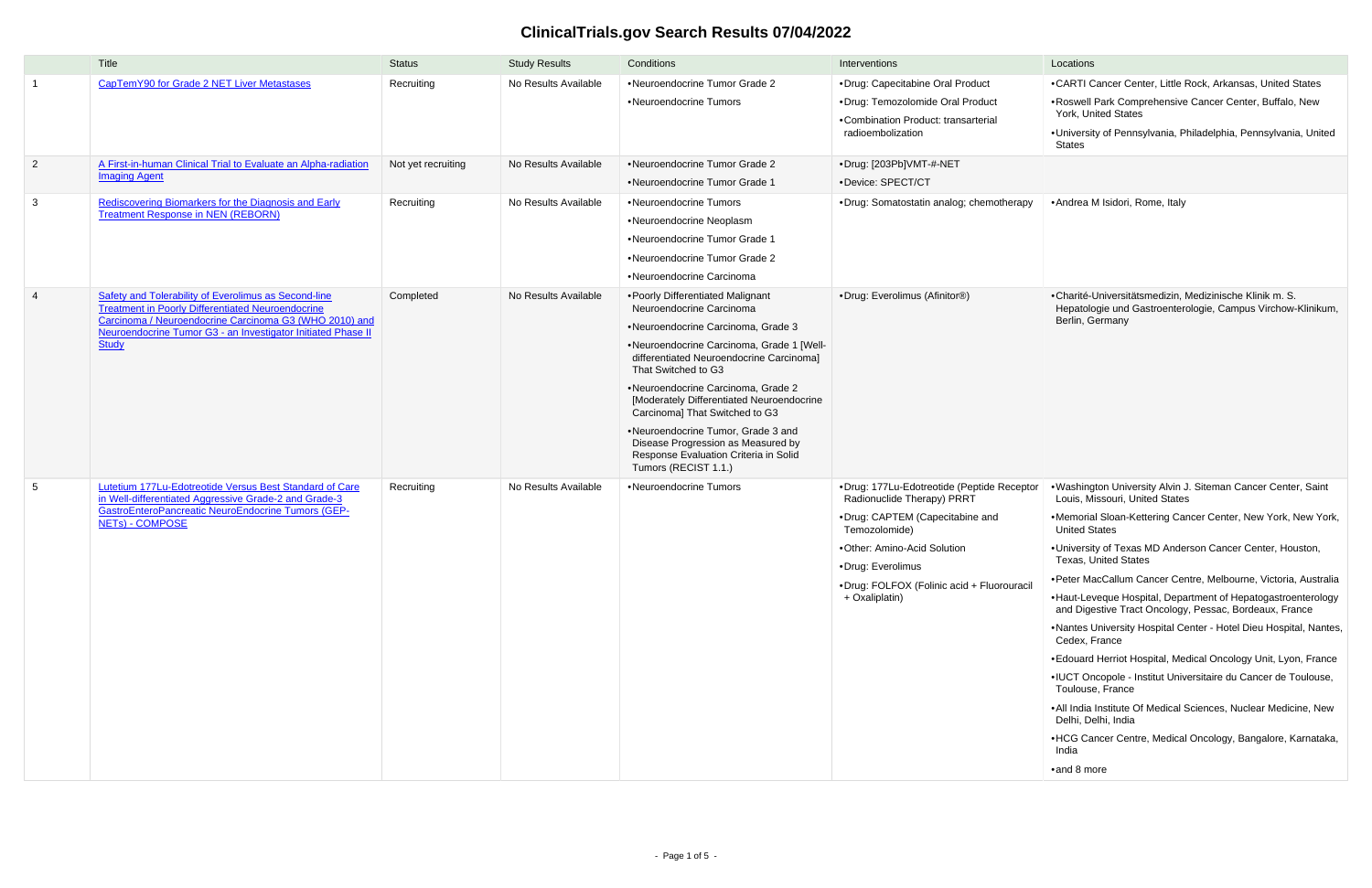# ClinicalTrials.gov Search Results 07/04/2022

| | Title | Status | Study Results | Conditions | Interventions | Locations |
|---|---|---|---|---|---|---|
| 1 | CapTemY90 for Grade 2 NET Liver Metastases | Recruiting | No Results Available | • Neuroendocrine Tumor Grade 2<br>• Neuroendocrine Tumors | • Drug: Capecitabine Oral Product<br>• Drug: Temozolomide Oral Product<br>• Combination Product: transarterial radioembolization | • CARTI Cancer Center, Little Rock, Arkansas, United States<br>• Roswell Park Comprehensive Cancer Center, Buffalo, New York, United States<br>• University of Pennsylvania, Philadelphia, Pennsylvania, United States |
| 2 | A First-in-human Clinical Trial to Evaluate an Alpha-radiation Imaging Agent | Not yet recruiting | No Results Available | • Neuroendocrine Tumor Grade 2<br>• Neuroendocrine Tumor Grade 1 | • Drug: [203Pb]VMT-#-NET<br>• Device: SPECT/CT | |
| 3 | Rediscovering Biomarkers for the Diagnosis and Early Treatment Response in NEN (REBORN) | Recruiting | No Results Available | • Neuroendocrine Tumors<br>• Neuroendocrine Neoplasm<br>• Neuroendocrine Tumor Grade 1<br>• Neuroendocrine Tumor Grade 2<br>• Neuroendocrine Carcinoma | • Drug: Somatostatin analog; chemotherapy | • Andrea M Isidori, Rome, Italy |
| 4 | Safety and Tolerability of Everolimus as Second-line Treatment in Poorly Differentiated Neuroendocrine Carcinoma / Neuroendocrine Carcinoma G3 (WHO 2010) and Neuroendocrine Tumor G3 - an Investigator Initiated Phase II Study | Completed | No Results Available | • Poorly Differentiated Malignant Neuroendocrine Carcinoma<br>• Neuroendocrine Carcinoma, Grade 3<br>• Neuroendocrine Carcinoma, Grade 1 [Well-differentiated Neuroendocrine Carcinoma] That Switched to G3<br>• Neuroendocrine Carcinoma, Grade 2 [Moderately Differentiated Neuroendocrine Carcinoma] That Switched to G3<br>• Neuroendocrine Tumor, Grade 3 and Disease Progression as Measured by Response Evaluation Criteria in Solid Tumors (RECIST 1.1.) | • Drug: Everolimus (Afinitor®) | • Charité-Universitätsmedizin, Medizinische Klinik m. S. Hepatologie und Gastroenterologie, Campus Virchow-Klinikum, Berlin, Germany |
| 5 | Lutetium 177Lu-Edotreotide Versus Best Standard of Care in Well-differentiated Aggressive Grade-2 and Grade-3 GastroEnteroPancreatic NeuroEndocrine Tumors (GEP-NETs) - COMPOSE | Recruiting | No Results Available | • Neuroendocrine Tumors | • Drug: 177Lu-Edotreotide (Peptide Receptor Radionuclide Therapy) PRRT<br>• Drug: CAPTEM (Capecitabine and Temozolomide)<br>• Other: Amino-Acid Solution<br>• Drug: Everolimus<br>• Drug: FOLFOX (Folinic acid + Fluorouracil + Oxaliplatin) | • Washington University Alvin J. Siteman Cancer Center, Saint Louis, Missouri, United States<br>• Memorial Sloan-Kettering Cancer Center, New York, New York, United States<br>• University of Texas MD Anderson Cancer Center, Houston, Texas, United States<br>• Peter MacCallum Cancer Centre, Melbourne, Victoria, Australia<br>• Haut-Leveque Hospital, Department of Hepatogastroenterology and Digestive Tract Oncology, Pessac, Bordeaux, France<br>• Nantes University Hospital Center - Hotel Dieu Hospital, Nantes, Cedex, France<br>• Edouard Herriot Hospital, Medical Oncology Unit, Lyon, France<br>• IUCT Oncopole - Institut Universitaire du Cancer de Toulouse, Toulouse, France<br>• All India Institute Of Medical Sciences, Nuclear Medicine, New Delhi, Delhi, India<br>• HCG Cancer Centre, Medical Oncology, Bangalore, Karnataka, India<br>• and 8 more |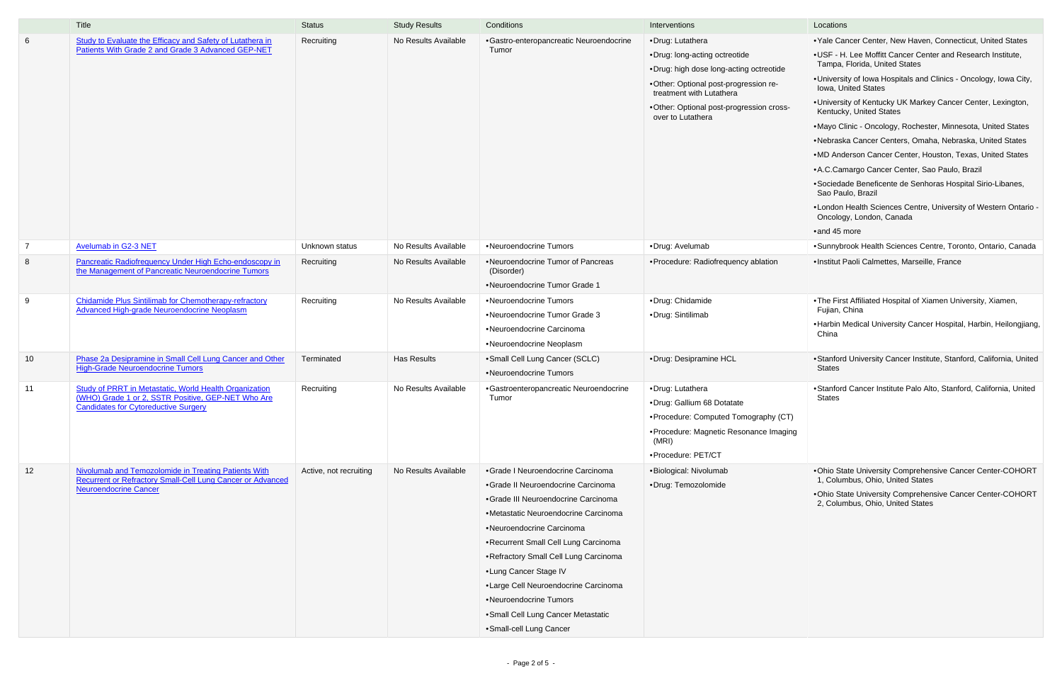| | Title | Status | Study Results | Conditions | Interventions | Locations |
|---|---|---|---|---|---|---|
| 6 | Study to Evaluate the Efficacy and Safety of Lutathera in Patients With Grade 2 and Grade 3 Advanced GEP-NET | Recruiting | No Results Available | •Gastro-enteropancreatic Neuroendocrine Tumor | •Drug: Lutathera<br>•Drug: long-acting octreotide<br>•Drug: high dose long-acting octreotide<br>•Other: Optional post-progression re-treatment with Lutathera<br>•Other: Optional post-progression cross-over to Lutathera | •Yale Cancer Center, New Haven, Connecticut, United States<br>•USF - H. Lee Moffitt Cancer Center and Research Institute, Tampa, Florida, United States<br>•University of Iowa Hospitals and Clinics - Oncology, Iowa City, Iowa, United States<br>•University of Kentucky UK Markey Cancer Center, Lexington, Kentucky, United States<br>•Mayo Clinic - Oncology, Rochester, Minnesota, United States<br>•Nebraska Cancer Centers, Omaha, Nebraska, United States<br>•MD Anderson Cancer Center, Houston, Texas, United States<br>•A.C.Camargo Cancer Center, Sao Paulo, Brazil<br>•Sociedade Beneficente de Senhoras Hospital Sirio-Libanes, Sao Paulo, Brazil<br>•London Health Sciences Centre, University of Western Ontario - Oncology, London, Canada<br>•and 45 more |
| 7 | Avelumab in G2-3 NET | Unknown status | No Results Available | •Neuroendocrine Tumors | •Drug: Avelumab | •Sunnybrook Health Sciences Centre, Toronto, Ontario, Canada |
| 8 | Pancreatic Radiofrequency Under High Echo-endoscopy in the Management of Pancreatic Neuroendocrine Tumors | Recruiting | No Results Available | •Neuroendocrine Tumor of Pancreas (Disorder)<br>•Neuroendocrine Tumor Grade 1 | •Procedure: Radiofrequency ablation | •Institut Paoli Calmettes, Marseille, France |
| 9 | Chidamide Plus Sintilimab for Chemotherapy-refractory Advanced High-grade Neuroendocrine Neoplasm | Recruiting | No Results Available | •Neuroendocrine Tumors<br>•Neuroendocrine Tumor Grade 3<br>•Neuroendocrine Carcinoma<br>•Neuroendocrine Neoplasm | •Drug: Chidamide<br>•Drug: Sintilimab | •The First Affiliated Hospital of Xiamen University, Xiamen, Fujian, China<br>•Harbin Medical University Cancer Hospital, Harbin, Heilongjiang, China |
| 10 | Phase 2a Desipramine in Small Cell Lung Cancer and Other High-Grade Neuroendocrine Tumors | Terminated | Has Results | •Small Cell Lung Cancer (SCLC)<br>•Neuroendocrine Tumors | •Drug: Desipramine HCL | •Stanford University Cancer Institute, Stanford, California, United States |
| 11 | Study of PRRT in Metastatic, World Health Organization (WHO) Grade 1 or 2, SSTR Positive, GEP-NET Who Are Candidates for Cytoreductive Surgery | Recruiting | No Results Available | •Gastroenteropancreatic Neuroendocrine Tumor | •Drug: Lutathera<br>•Drug: Gallium 68 Dotatate<br>•Procedure: Computed Tomography (CT)<br>•Procedure: Magnetic Resonance Imaging (MRI)<br>•Procedure: PET/CT | •Stanford Cancer Institute Palo Alto, Stanford, California, United States |
| 12 | Nivolumab and Temozolomide in Treating Patients With Recurrent or Refractory Small-Cell Lung Cancer or Advanced Neuroendocrine Cancer | Active, not recruiting | No Results Available | •Grade I Neuroendocrine Carcinoma<br>•Grade II Neuroendocrine Carcinoma<br>•Grade III Neuroendocrine Carcinoma<br>•Metastatic Neuroendocrine Carcinoma<br>•Neuroendocrine Carcinoma<br>•Recurrent Small Cell Lung Carcinoma<br>•Refractory Small Cell Lung Carcinoma<br>•Lung Cancer Stage IV<br>•Large Cell Neuroendocrine Carcinoma<br>•Neuroendocrine Tumors<br>•Small Cell Lung Cancer Metastatic<br>•Small-cell Lung Cancer | •Biological: Nivolumab<br>•Drug: Temozolomide | •Ohio State University Comprehensive Cancer Center-COHORT 1, Columbus, Ohio, United States<br>•Ohio State University Comprehensive Cancer Center-COHORT 2, Columbus, Ohio, United States |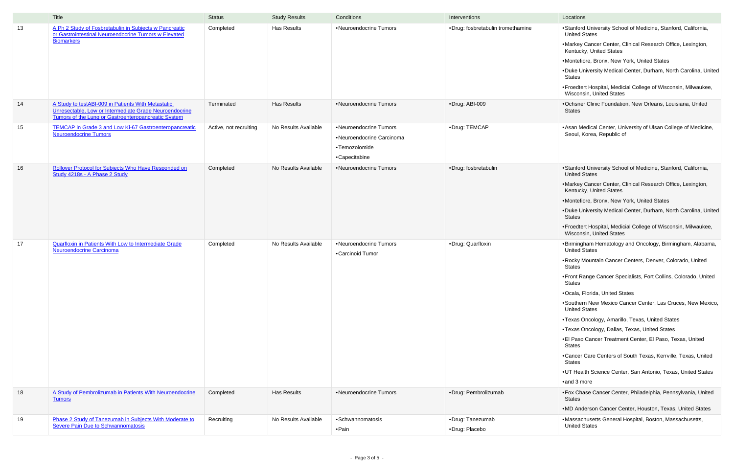|  | Title | Status | Study Results | Conditions | Interventions | Locations |
|---|---|---|---|---|---|---|
| 13 | A Ph 2 Study of Fosbretabulin in Subjects w Pancreatic or Gastrointestinal Neuroendocrine Tumors w Elevated Biomarkers | Completed | Has Results | •Neuroendocrine Tumors | •Drug: fosbretabulin tromethamine | •Stanford University School of Medicine, Stanford, California, United States<br>•Markey Cancer Center, Clinical Research Office, Lexington, Kentucky, United States<br>•Montefiore, Bronx, New York, United States<br>•Duke University Medical Center, Durham, North Carolina, United States<br>•Froedtert Hospital, Medicial College of Wisconsin, Milwaukee, Wisconsin, United States |
| 14 | A Study to testABI-009 in Patients With Metastatic, Unresectable, Low or Intermediate Grade Neuroendocrine Tumors of the Lung or Gastroenteropancreatic System | Terminated | Has Results | •Neuroendocrine Tumors | •Drug: ABI-009 | •Ochsner Clinic Foundation, New Orleans, Louisiana, United States |
| 15 | TEMCAP in Grade 3 and Low Ki-67 Gastroenteropancreatic Neuroendocrine Tumors | Active, not recruiting | No Results Available | •Neuroendocrine Tumors<br>•Neuroendocrine Carcinoma<br>•Temozolomide<br>•Capecitabine | •Drug: TEMCAP | •Asan Medical Center, University of Ulsan College of Medicine, Seoul, Korea, Republic of |
| 16 | Rollover Protocol for Subjects Who Have Responded on Study 4218s - A Phase 2 Study | Completed | No Results Available | •Neuroendocrine Tumors | •Drug: fosbretabulin | •Stanford University School of Medicine, Stanford, California, United States<br>•Markey Cancer Center, Clinical Research Office, Lexington, Kentucky, United States<br>•Montefiore, Bronx, New York, United States<br>•Duke University Medical Center, Durham, North Carolina, United States<br>•Froedtert Hospital, Medicial College of Wisconsin, Milwaukee, Wisconsin, United States |
| 17 | Quarfloxin in Patients With Low to Intermediate Grade Neuroendocrine Carcinoma | Completed | No Results Available | •Neuroendocrine Tumors<br>•Carcinoid Tumor | •Drug: Quarfloxin | •Birmingham Hematology and Oncology, Birmingham, Alabama, United States<br>•Rocky Mountain Cancer Centers, Denver, Colorado, United States<br>•Front Range Cancer Specialists, Fort Collins, Colorado, United States<br>•Ocala, Florida, United States<br>•Southern New Mexico Cancer Center, Las Cruces, New Mexico, United States<br>•Texas Oncology, Amarillo, Texas, United States<br>•Texas Oncology, Dallas, Texas, United States<br>•El Paso Cancer Treatment Center, El Paso, Texas, United States<br>•Cancer Care Centers of South Texas, Kerrville, Texas, United States<br>•UT Health Science Center, San Antonio, Texas, United States<br>•and 3 more |
| 18 | A Study of Pembrolizumab in Patients With Neuroendocrine Tumors | Completed | Has Results | •Neuroendocrine Tumors | •Drug: Pembrolizumab | •Fox Chase Cancer Center, Philadelphia, Pennsylvania, United States<br>•MD Anderson Cancer Center, Houston, Texas, United States |
| 19 | Phase 2 Study of Tanezumab in Subjects With Moderate to Severe Pain Due to Schwannomatosis | Recruiting | No Results Available | •Schwannomatosis<br>•Pain | •Drug: Tanezumab<br>•Drug: Placebo | •Massachusetts General Hospital, Boston, Massachusetts, United States |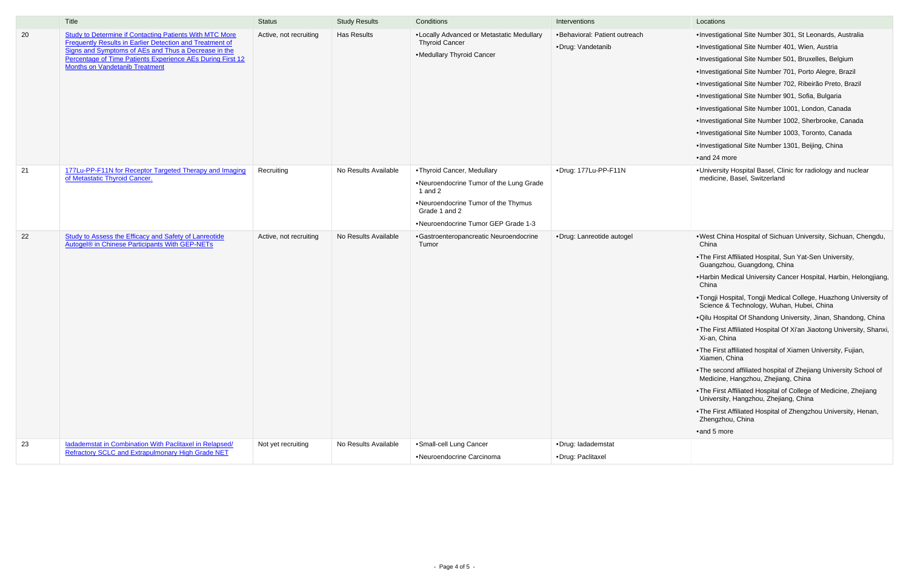| | Title | Status | Study Results | Conditions | Interventions | Locations |
|---|---|---|---|---|---|---|
| 20 | Study to Determine if Contacting Patients With MTC More Frequently Results in Earlier Detection and Treatment of Signs and Symptoms of AEs and Thus a Decrease in the Percentage of Time Patients Experience AEs During First 12 Months on Vandetanib Treatment | Active, not recruiting | Has Results | •Locally Advanced or Metastatic Medullary Thyroid Cancer<br>•Medullary Thyroid Cancer | •Behavioral: Patient outreach<br>•Drug: Vandetanib | •Investigational Site Number 301, St Leonards, Australia<br>•Investigational Site Number 401, Wien, Austria<br>•Investigational Site Number 501, Bruxelles, Belgium<br>•Investigational Site Number 701, Porto Alegre, Brazil<br>•Investigational Site Number 702, Ribeirão Preto, Brazil<br>•Investigational Site Number 901, Sofia, Bulgaria<br>•Investigational Site Number 1001, London, Canada<br>•Investigational Site Number 1002, Sherbrooke, Canada<br>•Investigational Site Number 1003, Toronto, Canada<br>•Investigational Site Number 1301, Beijing, China<br>•and 24 more |
| 21 | 177Lu-PP-F11N for Receptor Targeted Therapy and Imaging of Metastatic Thyroid Cancer. | Recruiting | No Results Available | •Thyroid Cancer, Medullary<br>•Neuroendocrine Tumor of the Lung Grade 1 and 2<br>•Neuroendocrine Tumor of the Thymus Grade 1 and 2<br>•Neuroendocrine Tumor GEP Grade 1-3 | •Drug: 177Lu-PP-F11N | •University Hospital Basel, Clinic for radiology and nuclear medicine, Basel, Switzerland |
| 22 | Study to Assess the Efficacy and Safety of Lanreotide Autogel® in Chinese Participants With GEP-NETs | Active, not recruiting | No Results Available | •Gastroenteropancreatic Neuroendocrine Tumor | •Drug: Lanreotide autogel | •West China Hospital of Sichuan University, Sichuan, Chengdu, China<br>•The First Affiliated Hospital, Sun Yat-Sen University, Guangzhou, Guangdong, China<br>•Harbin Medical University Cancer Hospital, Harbin, Helongjiang, China<br>•Tongji Hospital, Tongji Medical College, Huazhong University of Science & Technology, Wuhan, Hubei, China<br>•Qilu Hospital Of Shandong University, Jinan, Shandong, China<br>•The First Affiliated Hospital Of Xi'an Jiaotong University, Shanxi, Xi-an, China<br>•The First affiliated hospital of Xiamen University, Fujian, Xiamen, China<br>•The second affiliated hospital of Zhejiang University School of Medicine, Hangzhou, Zhejiang, China<br>•The First Affiliated Hospital of College of Medicine, Zhejiang University, Hangzhou, Zhejiang, China<br>•The First Affiliated Hospital of Zhengzhou University, Henan, Zhengzhou, China<br>•and 5 more |
| 23 | Iadademstat in Combination With Paclitaxel in Relapsed/ Refractory SCLC and Extrapulmonary High Grade NET | Not yet recruiting | No Results Available | •Small-cell Lung Cancer<br>•Neuroendocrine Carcinoma | •Drug: Iadademstat<br>•Drug: Paclitaxel | |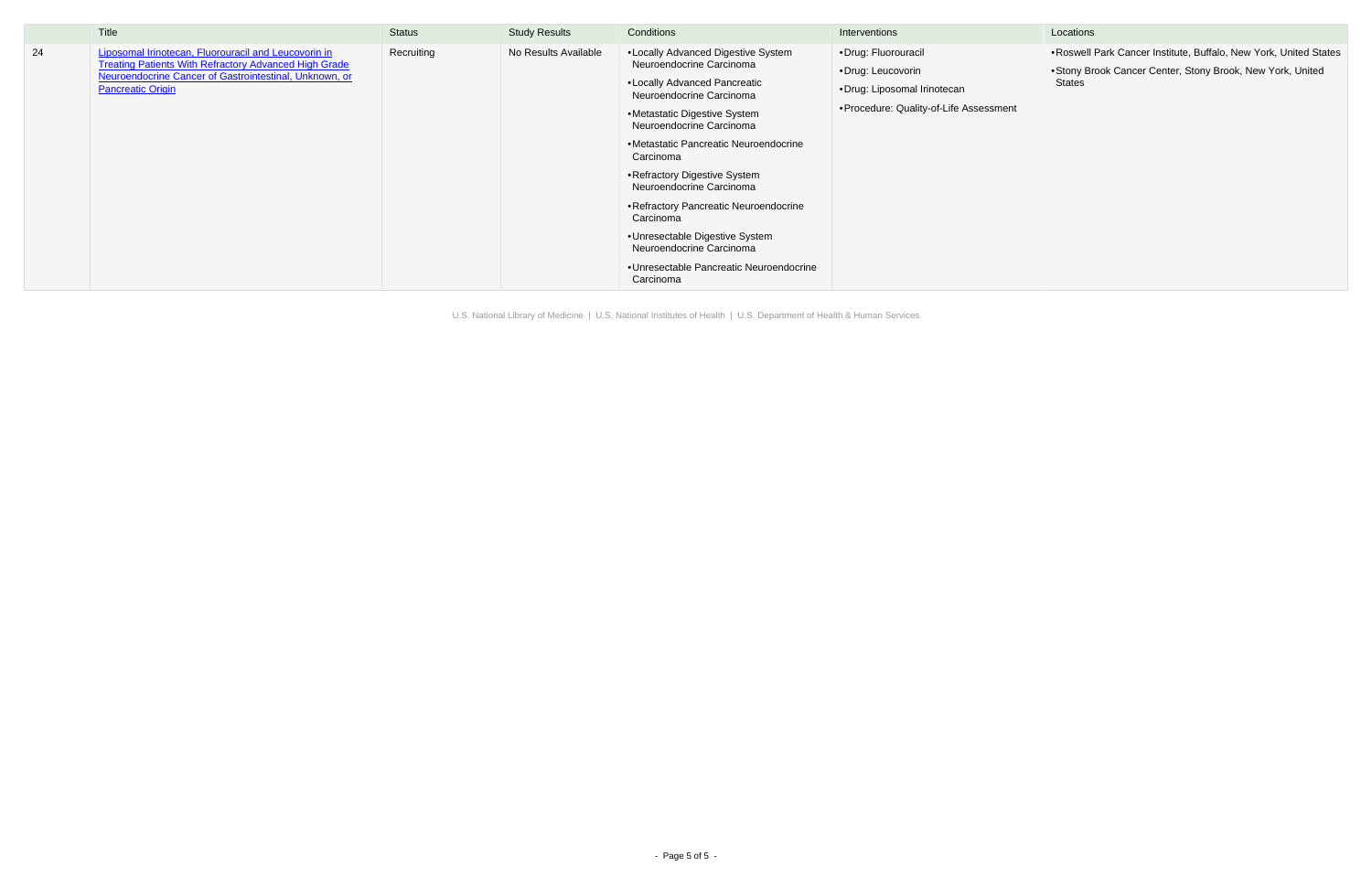| | Title | Status | Study Results | Conditions | Interventions | Locations |
|---|---|---|---|---|---|---|
| 24 | Liposomal Irinotecan, Fluorouracil and Leucovorin in Treating Patients With Refractory Advanced High Grade Neuroendocrine Cancer of Gastrointestinal, Unknown, or Pancreatic Origin | Recruiting | No Results Available | • Locally Advanced Digestive System Neuroendocrine Carcinoma<br>• Locally Advanced Pancreatic Neuroendocrine Carcinoma<br>• Metastatic Digestive System Neuroendocrine Carcinoma<br>• Metastatic Pancreatic Neuroendocrine Carcinoma<br>• Refractory Digestive System Neuroendocrine Carcinoma<br>• Refractory Pancreatic Neuroendocrine Carcinoma<br>• Unresectable Digestive System Neuroendocrine Carcinoma<br>• Unresectable Pancreatic Neuroendocrine Carcinoma | • Drug: Fluorouracil<br>• Drug: Leucovorin<br>• Drug: Liposomal Irinotecan<br>• Procedure: Quality-of-Life Assessment | • Roswell Park Cancer Institute, Buffalo, New York, United States<br>• Stony Brook Cancer Center, Stony Brook, New York, United States |

U.S. National Library of Medicine | U.S. National Institutes of Health | U.S. Department of Health & Human Services